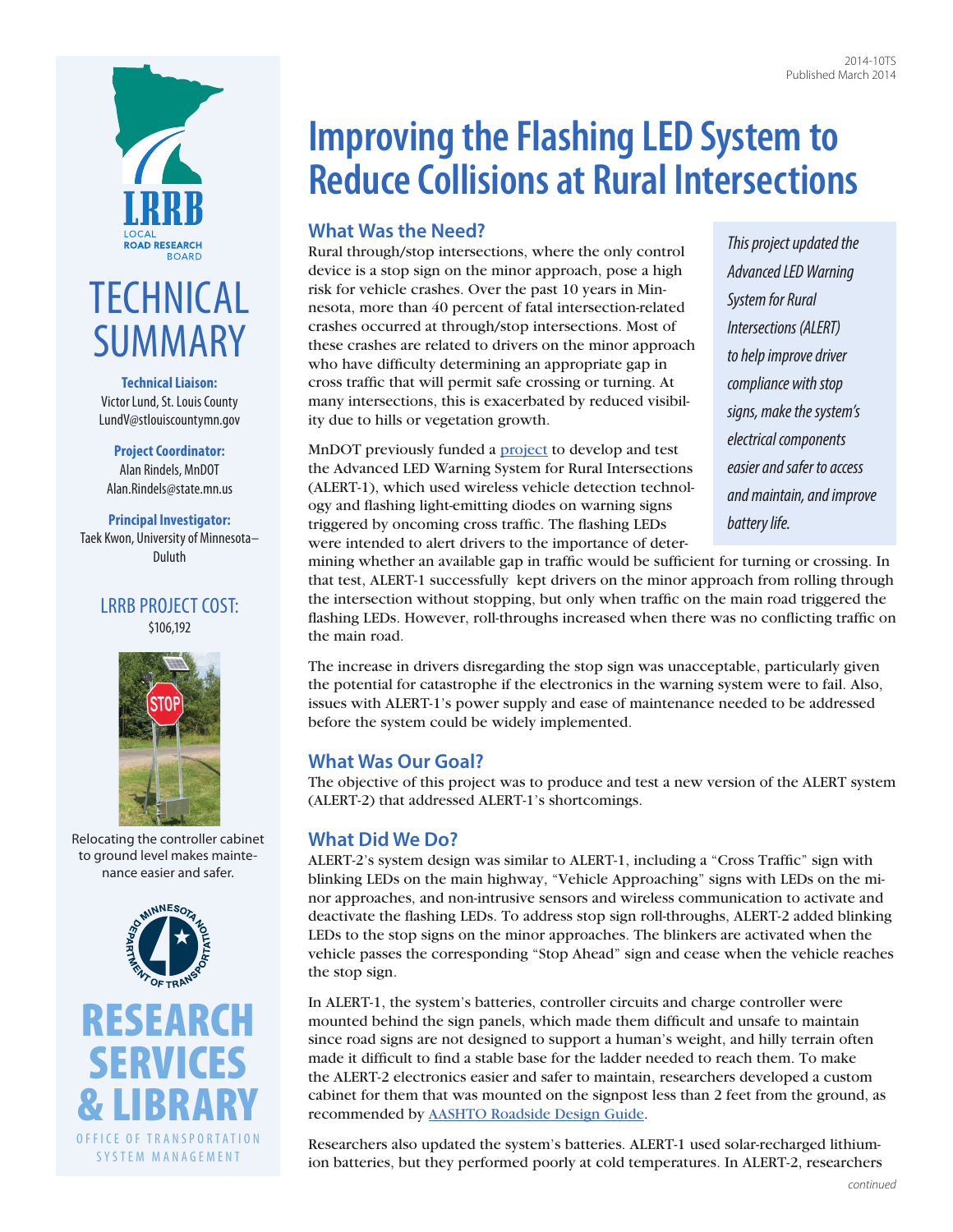2014-10TS
Published March 2014

LRRB
LOCAL ROAD RESEARCH BOARD

# TECHNICAL SUMMARY

**Technical Liaison:**
Victor Lund, St. Louis County
LundV@stlouiscountymn.gov

**Project Coordinator:**
Alan Rindels, MnDOT
Alan.Rindels@state.mn.us

**Principal Investigator:**
Taek Kwon, University of Minnesota–Duluth

LRRB PROJECT COST:
$106,192

Relocating the controller cabinet to ground level makes maintenance easier and safer.

RESEARCH SERVICES & LIBRARY
OFFICE OF TRANSPORTATION SYSTEM MANAGEMENT

# Improving the Flashing LED System to Reduce Collisions at Rural Intersections

*This project updated the Advanced LED Warning System for Rural Intersections (ALERT) to help improve driver compliance with stop signs, make the system's electrical components easier and safer to access and maintain, and improve battery life.*

## What Was the Need?

Rural through/stop intersections, where the only control device is a stop sign on the minor approach, pose a high risk for vehicle crashes. Over the past 10 years in Minnesota, more than 40 percent of fatal intersection-related crashes occurred at through/stop intersections. Most of these crashes are related to drivers on the minor approach who have difficulty determining an appropriate gap in cross traffic that will permit safe crossing or turning. At many intersections, this is exacerbated by reduced visibility due to hills or vegetation growth.

MnDOT previously funded a project to develop and test the Advanced LED Warning System for Rural Intersections (ALERT-1), which used wireless vehicle detection technology and flashing light-emitting diodes on warning signs triggered by oncoming cross traffic. The flashing LEDs were intended to alert drivers to the importance of determining whether an available gap in traffic would be sufficient for turning or crossing. In that test, ALERT-1 successfully kept drivers on the minor approach from rolling through the intersection without stopping, but only when traffic on the main road triggered the flashing LEDs. However, roll-throughs increased when there was no conflicting traffic on the main road.

The increase in drivers disregarding the stop sign was unacceptable, particularly given the potential for catastrophe if the electronics in the warning system were to fail. Also, issues with ALERT-1's power supply and ease of maintenance needed to be addressed before the system could be widely implemented.

## What Was Our Goal?

The objective of this project was to produce and test a new version of the ALERT system (ALERT-2) that addressed ALERT-1's shortcomings.

## What Did We Do?

ALERT-2's system design was similar to ALERT-1, including a "Cross Traffic" sign with blinking LEDs on the main highway, "Vehicle Approaching" signs with LEDs on the minor approaches, and non-intrusive sensors and wireless communication to activate and deactivate the flashing LEDs. To address stop sign roll-throughs, ALERT-2 added blinking LEDs to the stop signs on the minor approaches. The blinkers are activated when the vehicle passes the corresponding "Stop Ahead" sign and cease when the vehicle reaches the stop sign.

In ALERT-1, the system's batteries, controller circuits and charge controller were mounted behind the sign panels, which made them difficult and unsafe to maintain since road signs are not designed to support a human's weight, and hilly terrain often made it difficult to find a stable base for the ladder needed to reach them. To make the ALERT-2 electronics easier and safer to maintain, researchers developed a custom cabinet for them that was mounted on the signpost less than 2 feet from the ground, as recommended by AASHTO Roadside Design Guide.

Researchers also updated the system's batteries. ALERT-1 used solar-recharged lithium-ion batteries, but they performed poorly at cold temperatures. In ALERT-2, researchers

*continued*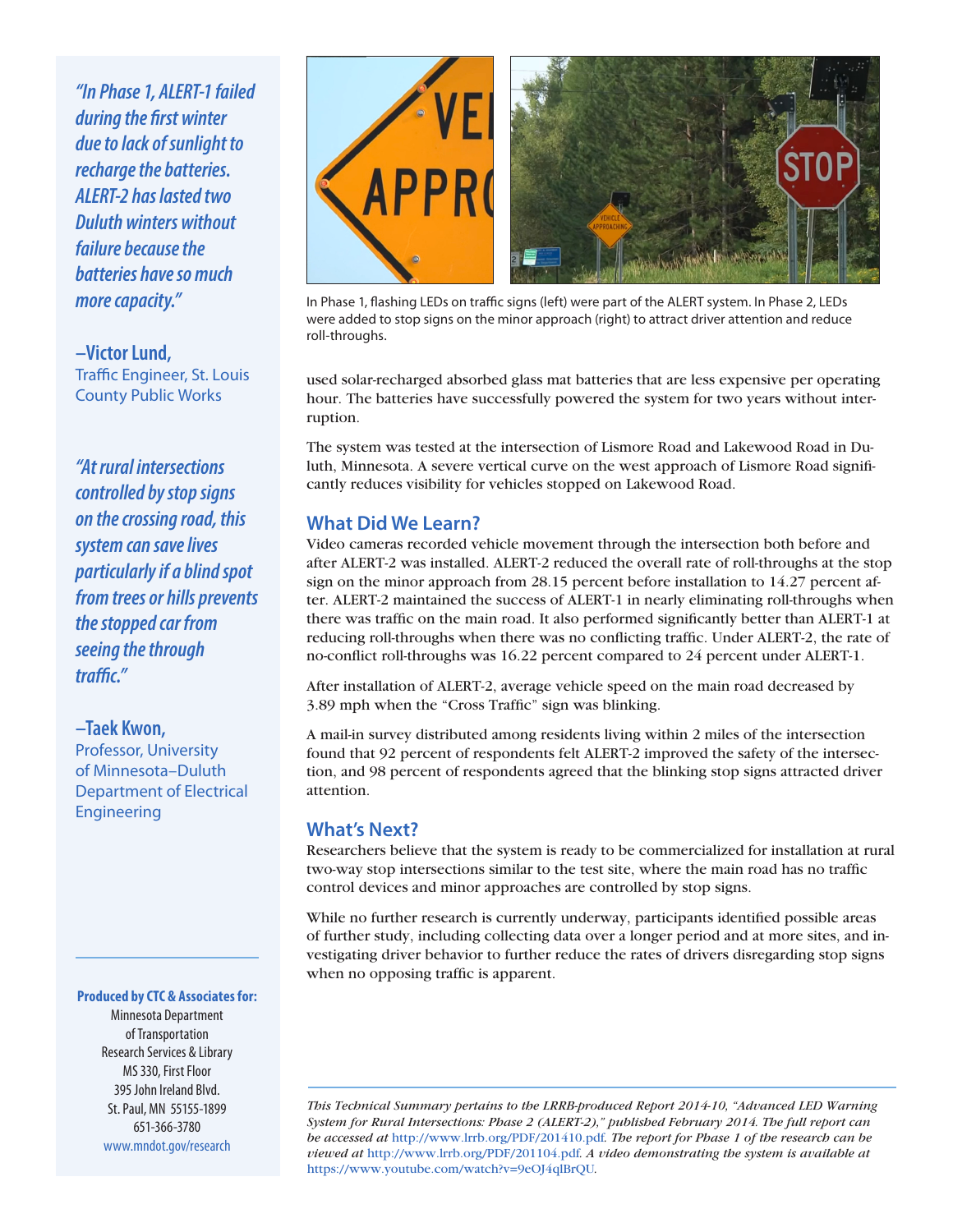*"In Phase 1, ALERT-1 failed during the first winter due to lack of sunlight to recharge the batteries. ALERT-2 has lasted two Duluth winters without failure because the batteries have so much more capacity."*

**–Victor Lund,**
Traffic Engineer, St. Louis County Public Works

*"At rural intersections controlled by stop signs on the crossing road, this system can save lives particularly if a blind spot from trees or hills prevents the stopped car from seeing the through traffic."*

**–Taek Kwon,**
Professor, University of Minnesota–Duluth Department of Electrical Engineering

In Phase 1, flashing LEDs on traffic signs (left) were part of the ALERT system. In Phase 2, LEDs were added to stop signs on the minor approach (right) to attract driver attention and reduce roll-throughs.

used solar-recharged absorbed glass mat batteries that are less expensive per operating hour. The batteries have successfully powered the system for two years without interruption.

The system was tested at the intersection of Lismore Road and Lakewood Road in Duluth, Minnesota. A severe vertical curve on the west approach of Lismore Road significantly reduces visibility for vehicles stopped on Lakewood Road.

## What Did We Learn?

Video cameras recorded vehicle movement through the intersection both before and after ALERT-2 was installed. ALERT-2 reduced the overall rate of roll-throughs at the stop sign on the minor approach from 28.15 percent before installation to 14.27 percent after. ALERT-2 maintained the success of ALERT-1 in nearly eliminating roll-throughs when there was traffic on the main road. It also performed significantly better than ALERT-1 at reducing roll-throughs when there was no conflicting traffic. Under ALERT-2, the rate of no-conflict roll-throughs was 16.22 percent compared to 24 percent under ALERT-1.

After installation of ALERT-2, average vehicle speed on the main road decreased by 3.89 mph when the "Cross Traffic" sign was blinking.

A mail-in survey distributed among residents living within 2 miles of the intersection found that 92 percent of respondents felt ALERT-2 improved the safety of the intersection, and 98 percent of respondents agreed that the blinking stop signs attracted driver attention.

## What's Next?

Researchers believe that the system is ready to be commercialized for installation at rural two-way stop intersections similar to the test site, where the main road has no traffic control devices and minor approaches are controlled by stop signs.

While no further research is currently underway, participants identified possible areas of further study, including collecting data over a longer period and at more sites, and investigating driver behavior to further reduce the rates of drivers disregarding stop signs when no opposing traffic is apparent.

**Produced by CTC & Associates for:**
Minnesota Department of Transportation
Research Services & Library
MS 330, First Floor
395 John Ireland Blvd.
St. Paul, MN 55155-1899
651-366-3780
www.mndot.gov/research

*This Technical Summary pertains to the LRRB-produced Report 2014-10, "Advanced LED Warning System for Rural Intersections: Phase 2 (ALERT-2)," published February 2014. The full report can be accessed at* http://www.lrrb.org/PDF/201410.pdf*. The report for Phase 1 of the research can be viewed at* http://www.lrrb.org/PDF/201104.pdf*. A video demonstrating the system is available at* https://www.youtube.com/watch?v=9eOJ4qlBrQU.